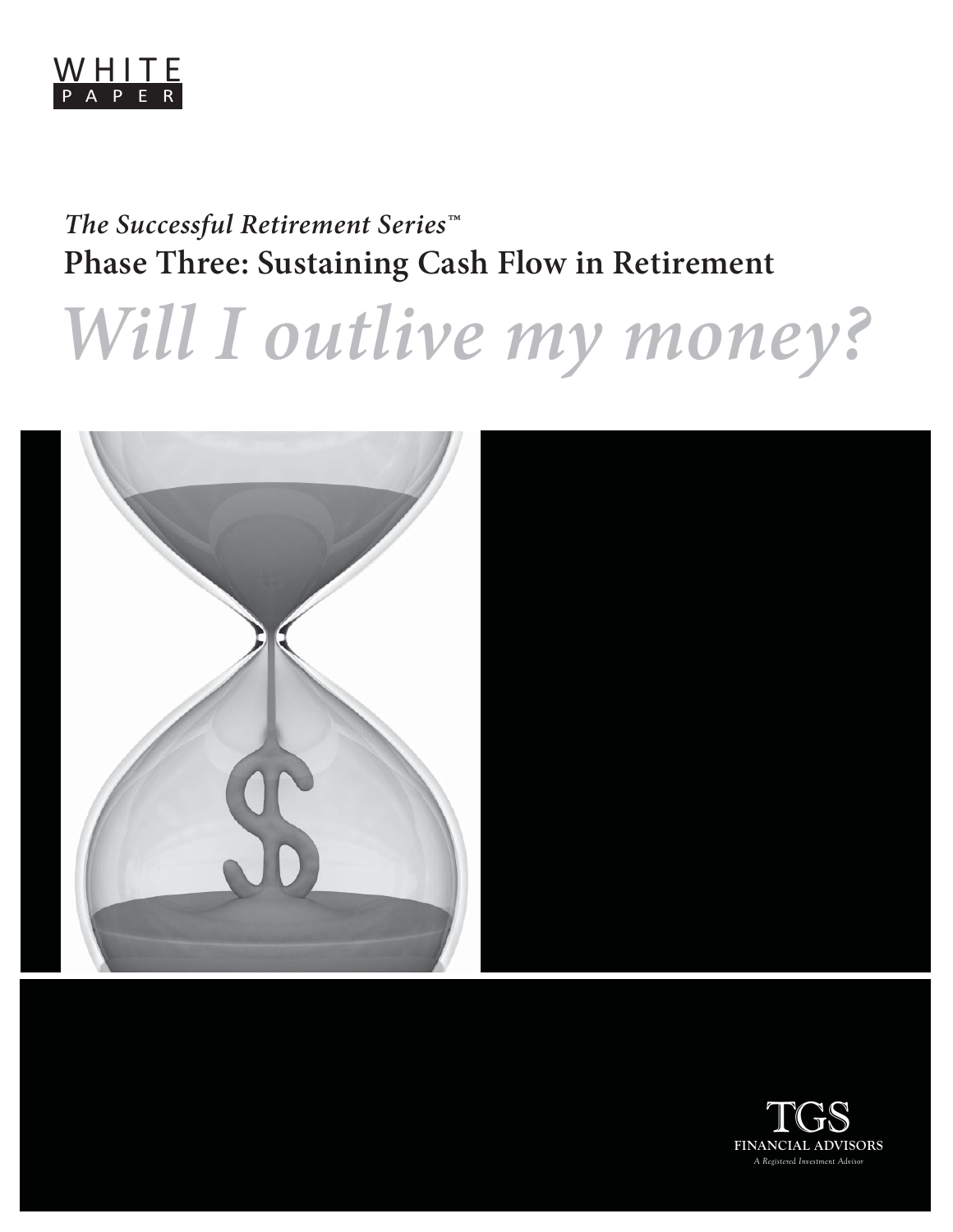WHITE PAPER

*The Successful Retirement Series™*

# Phase Three: Sustaining Cash Flow in Retirement

# *Will I outlive my money?*

TGS FINANCIAL ADVISORS

*A Registered Investment Advisor*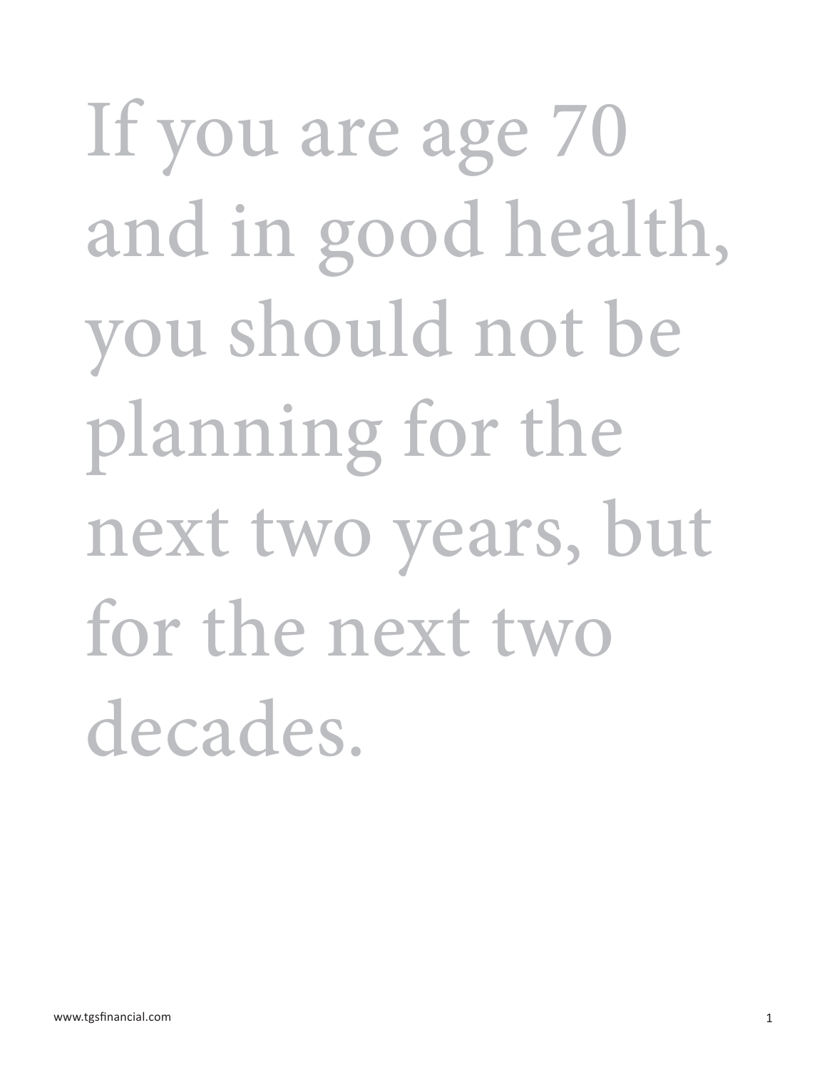If you are age 70 and in good health, you should not be planning for the next two years, but for the next two decades.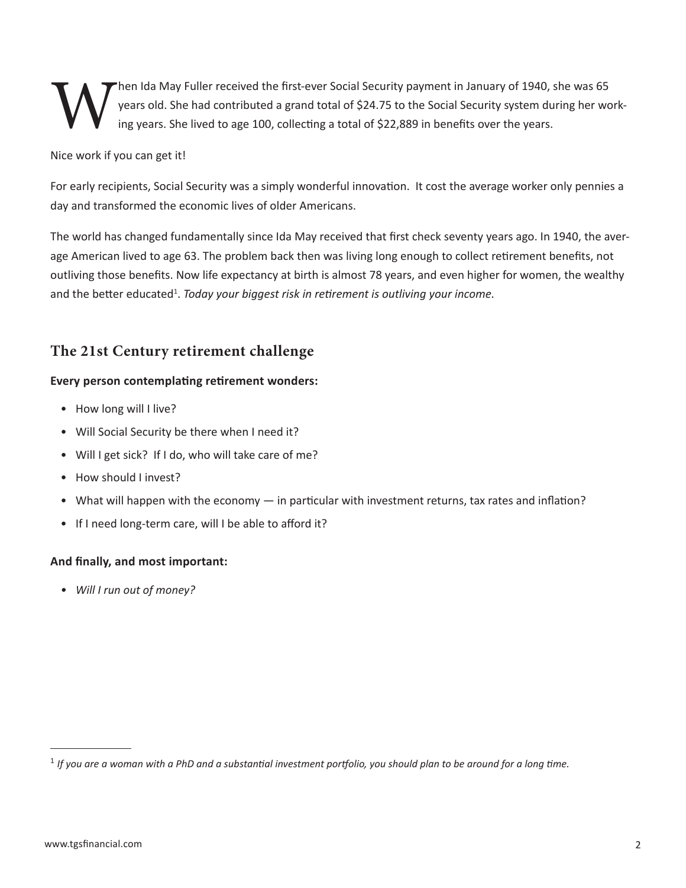When Ida May Fuller received the first-ever Social Security payment in January of 1940, she was 65 years old. She had contributed a grand total of $24.75 to the Social Security system during her working years. She lived to age 100, collecting a total of $22,889 in benefits over the years.

Nice work if you can get it!

For early recipients, Social Security was a simply wonderful innovation. It cost the average worker only pennies a day and transformed the economic lives of older Americans.

The world has changed fundamentally since Ida May received that first check seventy years ago. In 1940, the average American lived to age 63. The problem back then was living long enough to collect retirement benefits, not outliving those benefits. Now life expectancy at birth is almost 78 years, and even higher for women, the wealthy and the better educated[1]. *Today your biggest risk in retirement is outliving your income.*

## The 21st Century retirement challenge

**Every person contemplating retirement wonders:**

- How long will I live?
- Will Social Security be there when I need it?
- Will I get sick? If I do, who will take care of me?
- How should I invest?
- What will happen with the economy — in particular with investment returns, tax rates and inflation?
- If I need long-term care, will I be able to afford it?

**And finally, and most important:**

- *Will I run out of money?*

---

[1] *If you are a woman with a PhD and a substantial investment portfolio, you should plan to be around for a long time.*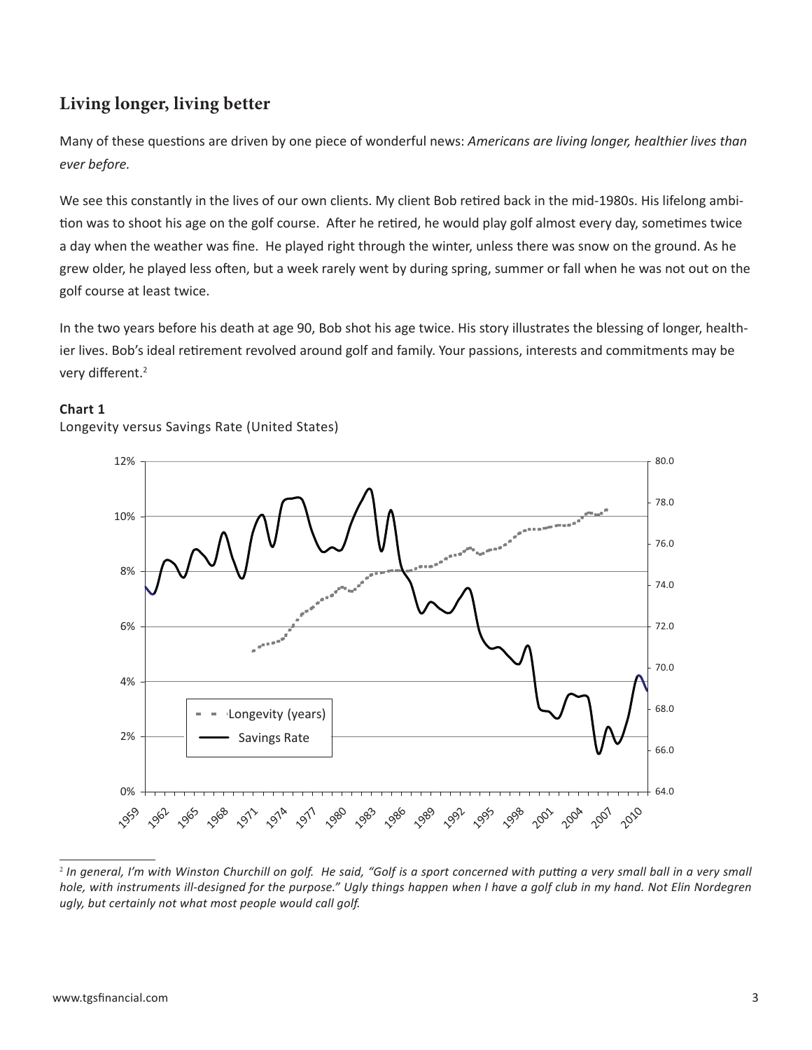## Living longer, living better

Many of these questions are driven by one piece of wonderful news: *Americans are living longer, healthier lives than ever before.*

We see this constantly in the lives of our own clients. My client Bob retired back in the mid-1980s. His lifelong ambition was to shoot his age on the golf course. After he retired, he would play golf almost every day, sometimes twice a day when the weather was fine. He played right through the winter, unless there was snow on the ground. As he grew older, he played less often, but a week rarely went by during spring, summer or fall when he was not out on the golf course at least twice.

In the two years before his death at age 90, Bob shot his age twice. His story illustrates the blessing of longer, healthier lives. Bob's ideal retirement revolved around golf and family. Your passions, interests and commitments may be very different.[2]

**Chart 1**

Longevity versus Savings Rate (United States)

---

[2] *In general, I'm with Winston Churchill on golf. He said, "Golf is a sport concerned with putting a very small ball in a very small hole, with instruments ill-designed for the purpose." Ugly things happen when I have a golf club in my hand. Not Elin Nordegren ugly, but certainly not what most people would call golf.*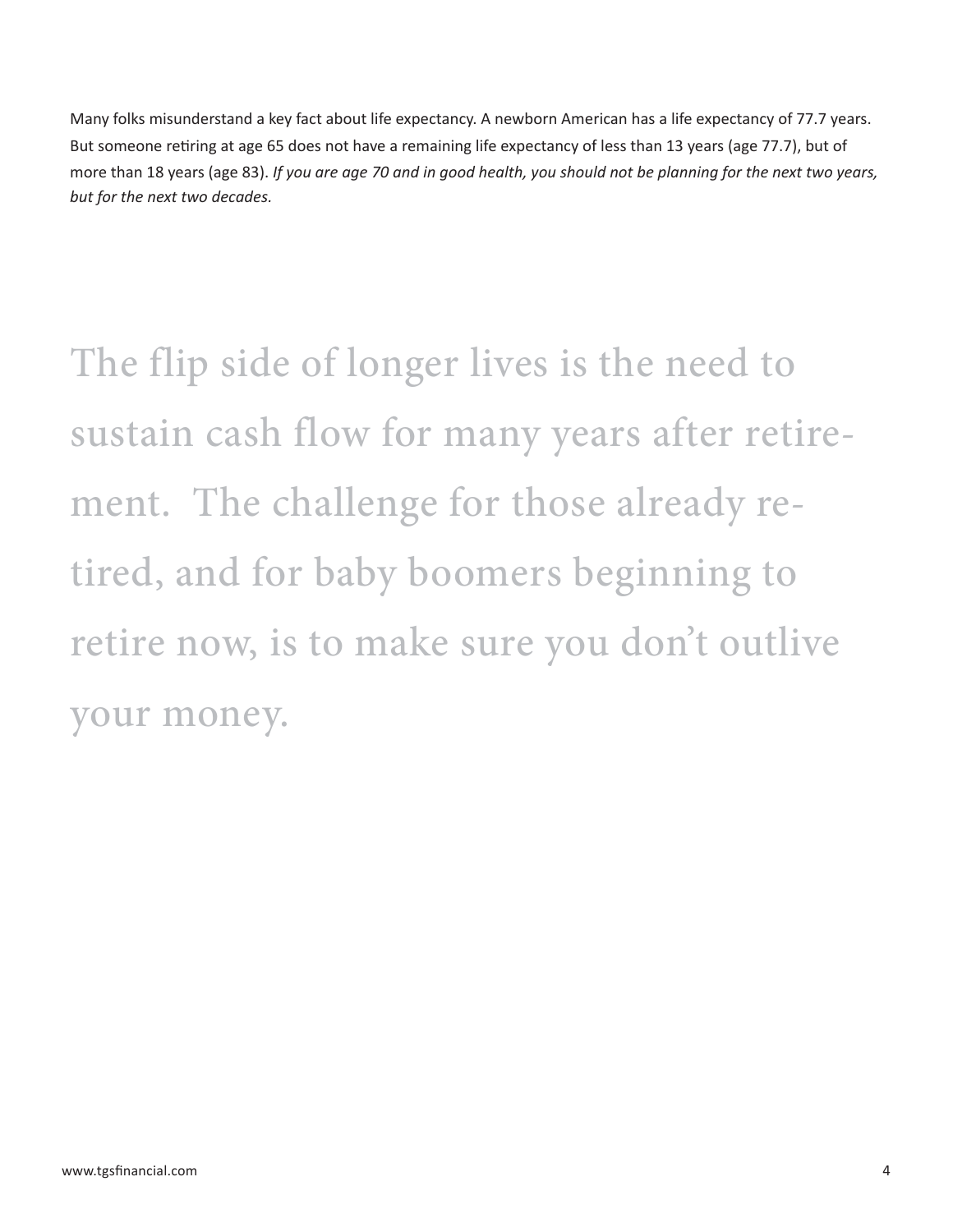Many folks misunderstand a key fact about life expectancy. A newborn American has a life expectancy of 77.7 years. But someone retiring at age 65 does not have a remaining life expectancy of less than 13 years (age 77.7), but of more than 18 years (age 83). *If you are age 70 and in good health, you should not be planning for the next two years, but for the next two decades.*

> The flip side of longer lives is the need to sustain cash flow for many years after retirement. The challenge for those already retired, and for baby boomers beginning to retire now, is to make sure you don't outlive your money.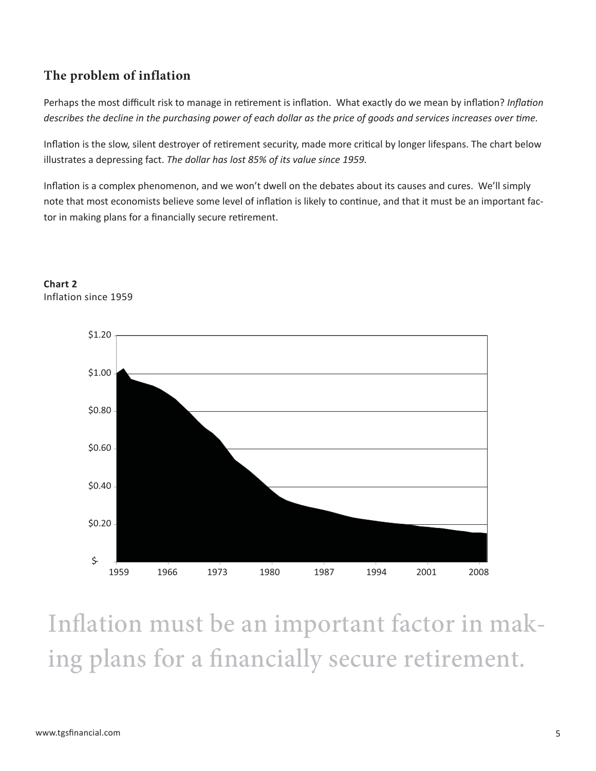## The problem of inflation

Perhaps the most difficult risk to manage in retirement is inflation. What exactly do we mean by inflation? *Inflation describes the decline in the purchasing power of each dollar as the price of goods and services increases over time.*

Inflation is the slow, silent destroyer of retirement security, made more critical by longer lifespans. The chart below illustrates a depressing fact. *The dollar has lost 85% of its value since 1959.*

Inflation is a complex phenomenon, and we won't dwell on the debates about its causes and cures. We'll simply note that most economists believe some level of inflation is likely to continue, and that it must be an important factor in making plans for a financially secure retirement.

**Chart 2**
Inflation since 1959

Inflation must be an important factor in making plans for a financially secure retirement.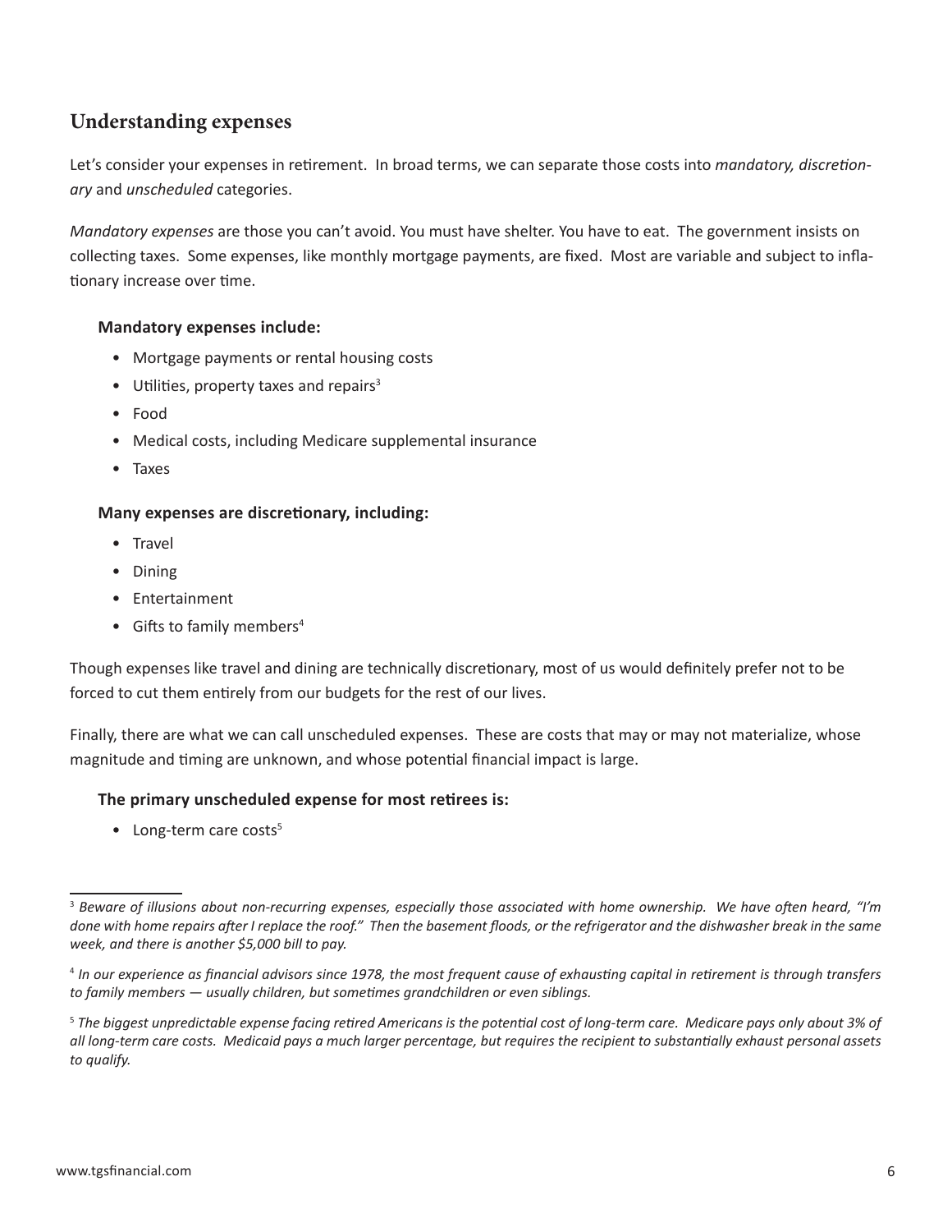## Understanding expenses

Let's consider your expenses in retirement. In broad terms, we can separate those costs into *mandatory, discretionary* and *unscheduled* categories.

*Mandatory expenses* are those you can't avoid. You must have shelter. You have to eat. The government insists on collecting taxes. Some expenses, like monthly mortgage payments, are fixed. Most are variable and subject to inflationary increase over time.

**Mandatory expenses include:**

- Mortgage payments or rental housing costs
- Utilities, property taxes and repairs[3]
- Food
- Medical costs, including Medicare supplemental insurance
- Taxes

**Many expenses are discretionary, including:**

- Travel
- Dining
- Entertainment
- Gifts to family members[4]

Though expenses like travel and dining are technically discretionary, most of us would definitely prefer not to be forced to cut them entirely from our budgets for the rest of our lives.

Finally, there are what we can call unscheduled expenses. These are costs that may or may not materialize, whose magnitude and timing are unknown, and whose potential financial impact is large.

**The primary unscheduled expense for most retirees is:**

- Long-term care costs[5]

---

[3] *Beware of illusions about non-recurring expenses, especially those associated with home ownership. We have often heard, "I'm done with home repairs after I replace the roof." Then the basement floods, or the refrigerator and the dishwasher break in the same week, and there is another $5,000 bill to pay.*

[4] *In our experience as financial advisors since 1978, the most frequent cause of exhausting capital in retirement is through transfers to family members — usually children, but sometimes grandchildren or even siblings.*

[5] *The biggest unpredictable expense facing retired Americans is the potential cost of long-term care. Medicare pays only about 3% of all long-term care costs. Medicaid pays a much larger percentage, but requires the recipient to substantially exhaust personal assets to qualify.*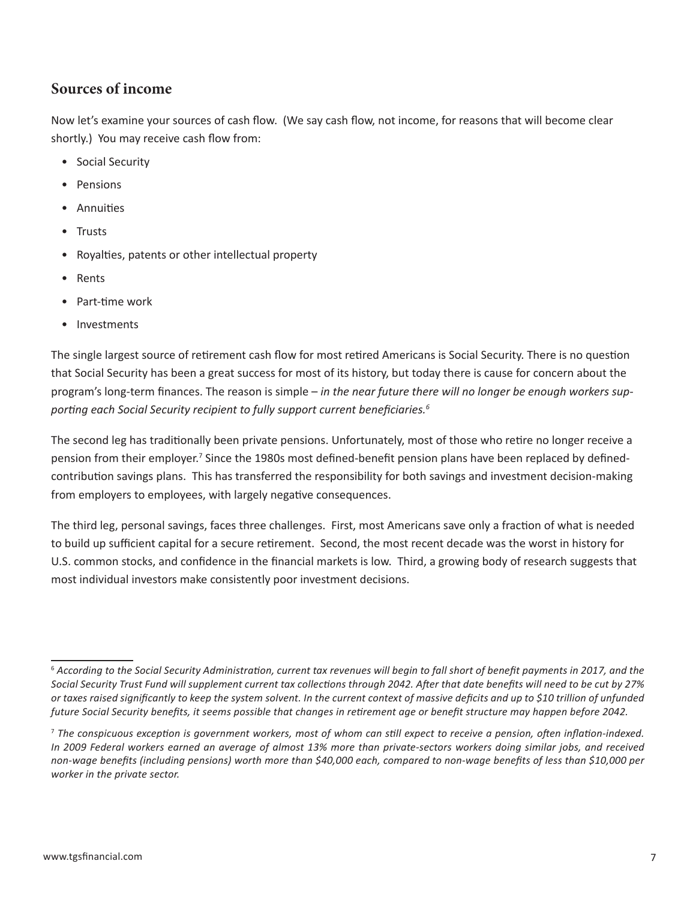## Sources of income

Now let's examine your sources of cash flow. (We say cash flow, not income, for reasons that will become clear shortly.) You may receive cash flow from:

- Social Security
- Pensions
- Annuities
- Trusts
- Royalties, patents or other intellectual property
- Rents
- Part-time work
- Investments

The single largest source of retirement cash flow for most retired Americans is Social Security. There is no question that Social Security has been a great success for most of its history, but today there is cause for concern about the program's long-term finances. The reason is simple – *in the near future there will no longer be enough workers supporting each Social Security recipient to fully support current beneficiaries.*[6]

The second leg has traditionally been private pensions. Unfortunately, most of those who retire no longer receive a pension from their employer.[7] Since the 1980s most defined-benefit pension plans have been replaced by defined-contribution savings plans. This has transferred the responsibility for both savings and investment decision-making from employers to employees, with largely negative consequences.

The third leg, personal savings, faces three challenges. First, most Americans save only a fraction of what is needed to build up sufficient capital for a secure retirement. Second, the most recent decade was the worst in history for U.S. common stocks, and confidence in the financial markets is low. Third, a growing body of research suggests that most individual investors make consistently poor investment decisions.

---

[6] *According to the Social Security Administration, current tax revenues will begin to fall short of benefit payments in 2017, and the Social Security Trust Fund will supplement current tax collections through 2042. After that date benefits will need to be cut by 27% or taxes raised significantly to keep the system solvent. In the current context of massive deficits and up to $10 trillion of unfunded future Social Security benefits, it seems possible that changes in retirement age or benefit structure may happen before 2042.*

[7] *The conspicuous exception is government workers, most of whom can still expect to receive a pension, often inflation-indexed. In 2009 Federal workers earned an average of almost 13% more than private-sectors workers doing similar jobs, and received non-wage benefits (including pensions) worth more than $40,000 each, compared to non-wage benefits of less than $10,000 per worker in the private sector.*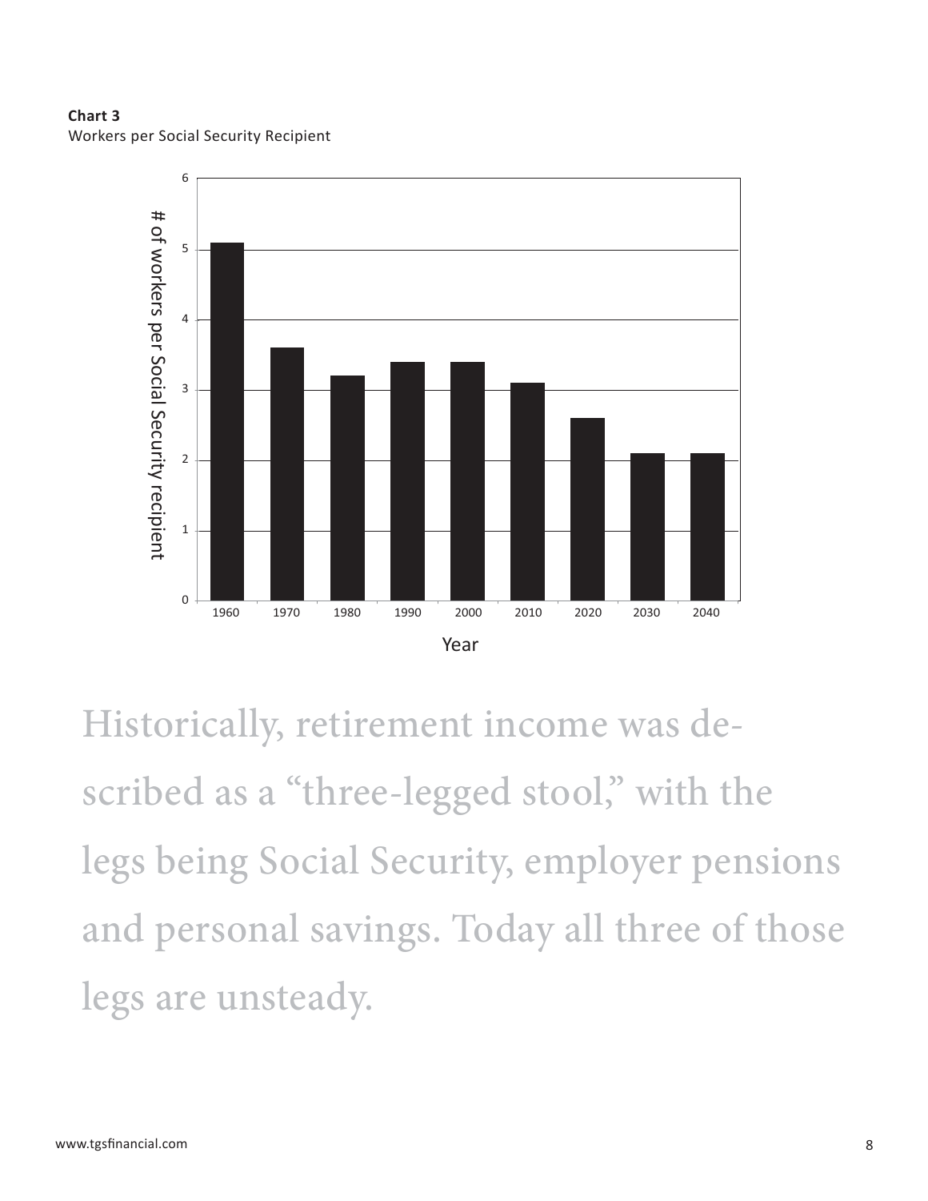**Chart 3**
Workers per Social Security Recipient

Historically, retirement income was described as a "three-legged stool," with the legs being Social Security, employer pensions and personal savings. Today all three of those legs are unsteady.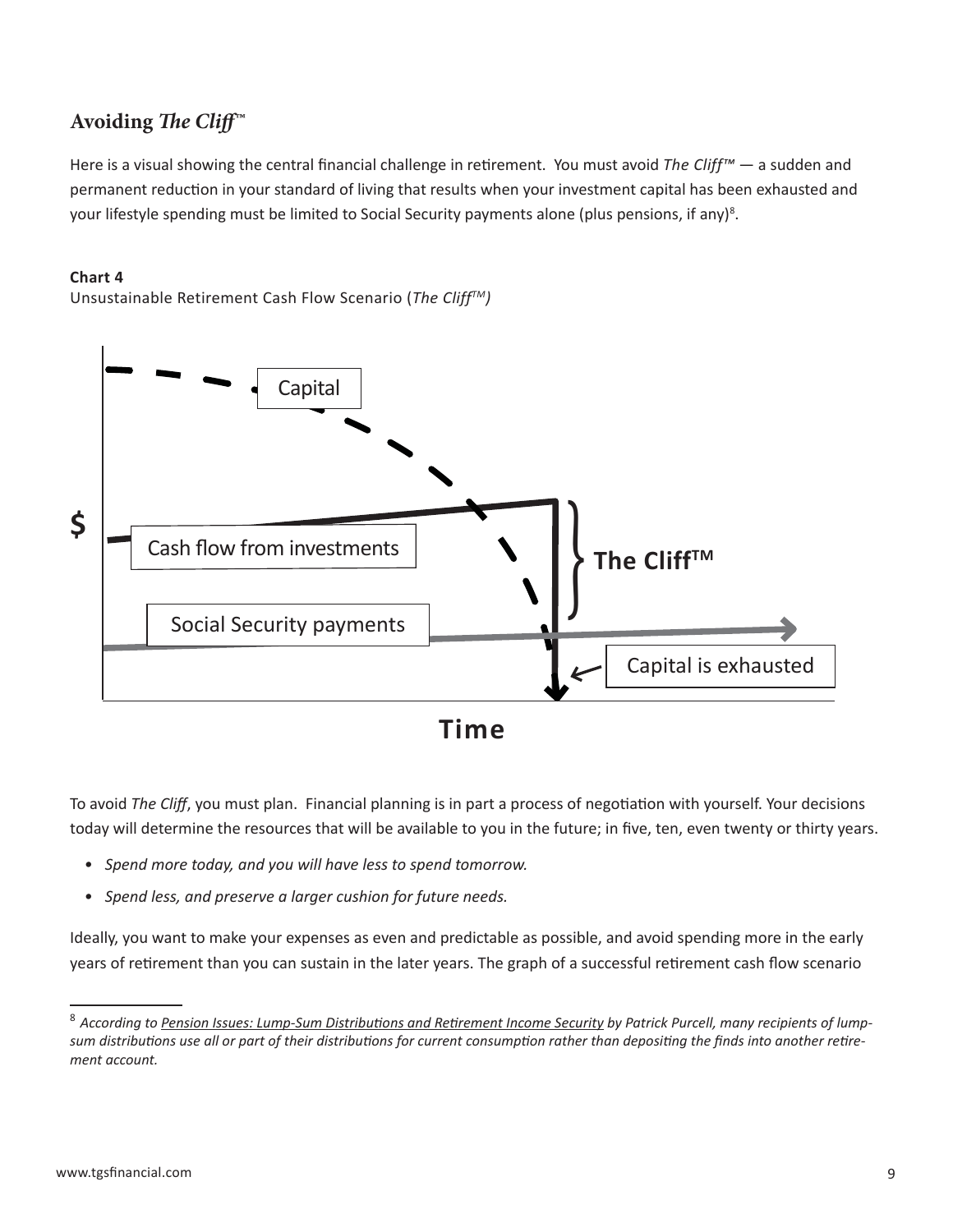## Avoiding *The Cliff*™

Here is a visual showing the central financial challenge in retirement. You must avoid *The Cliff™* — a sudden and permanent reduction in your standard of living that results when your investment capital has been exhausted and your lifestyle spending must be limited to Social Security payments alone (plus pensions, if any)[8].

**Chart 4**

Unsustainable Retirement Cash Flow Scenario (*The Cliff™*)

Capital

$

Cash flow from investments

The Cliff™

Social Security payments

Capital is exhausted

Time

To avoid *The Cliff*, you must plan. Financial planning is in part a process of negotiation with yourself. Your decisions today will determine the resources that will be available to you in the future; in five, ten, even twenty or thirty years.

- *Spend more today, and you will have less to spend tomorrow.*
- *Spend less, and preserve a larger cushion for future needs.*

Ideally, you want to make your expenses as even and predictable as possible, and avoid spending more in the early years of retirement than you can sustain in the later years. The graph of a successful retirement cash flow scenario

---

[8] *According to Pension Issues: Lump-Sum Distributions and Retirement Income Security by Patrick Purcell, many recipients of lump-sum distributions use all or part of their distributions for current consumption rather than depositing the finds into another retirement account.*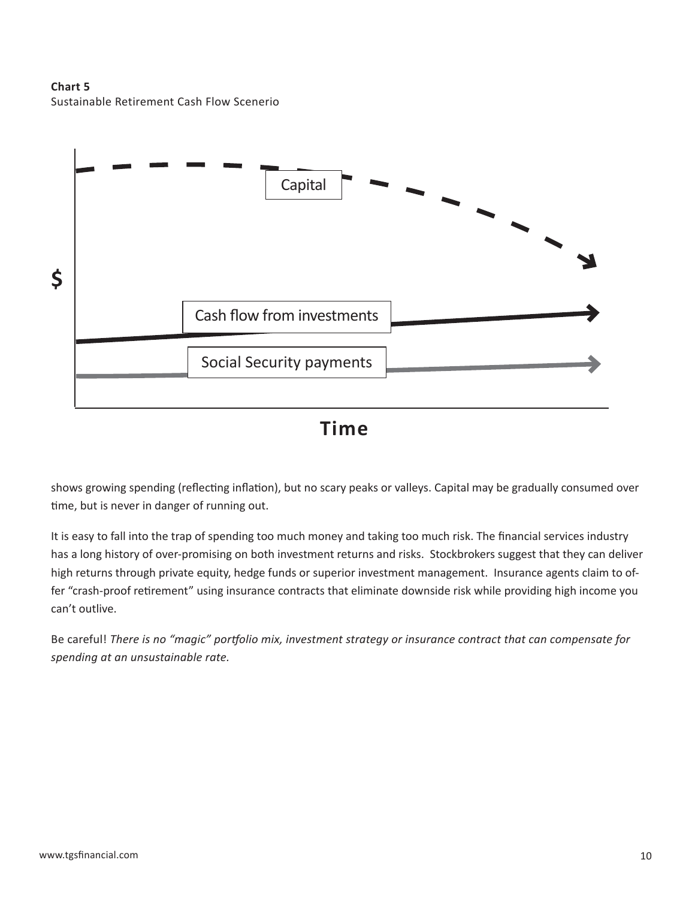**Chart 5**
Sustainable Retirement Cash Flow Scenerio

$

Capital

Cash flow from investments

Social Security payments

**Time**

shows growing spending (reflecting inflation), but no scary peaks or valleys. Capital may be gradually consumed over time, but is never in danger of running out.

It is easy to fall into the trap of spending too much money and taking too much risk. The financial services industry has a long history of over-promising on both investment returns and risks. Stockbrokers suggest that they can deliver high returns through private equity, hedge funds or superior investment management. Insurance agents claim to offer "crash-proof retirement" using insurance contracts that eliminate downside risk while providing high income you can't outlive.

Be careful! *There is no "magic" portfolio mix, investment strategy or insurance contract that can compensate for spending at an unsustainable rate.*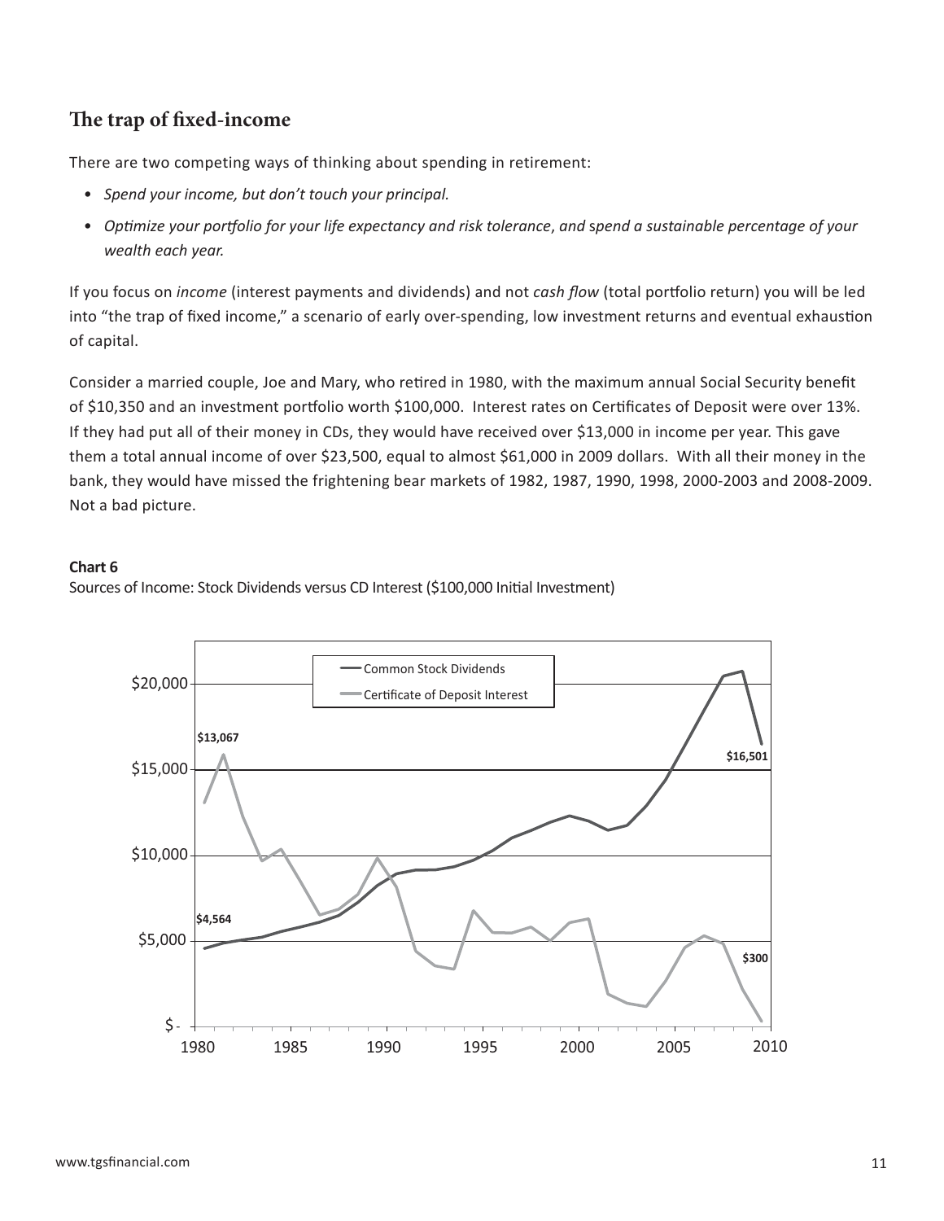## The trap of fixed-income

There are two competing ways of thinking about spending in retirement:

- *Spend your income, but don't touch your principal.*
- *Optimize your portfolio for your life expectancy and risk tolerance*, *and* s*pend a sustainable percentage of your wealth each year.*

If you focus on *income* (interest payments and dividends) and not *cash flow* (total portfolio return) you will be led into "the trap of fixed income," a scenario of early over-spending, low investment returns and eventual exhaustion of capital.

Consider a married couple, Joe and Mary, who retired in 1980, with the maximum annual Social Security benefit of $10,350 and an investment portfolio worth $100,000. Interest rates on Certificates of Deposit were over 13%. If they had put all of their money in CDs, they would have received over $13,000 in income per year. This gave them a total annual income of over $23,500, equal to almost $61,000 in 2009 dollars. With all their money in the bank, they would have missed the frightening bear markets of 1982, 1987, 1990, 1998, 2000-2003 and 2008-2009. Not a bad picture.

**Chart 6**

Sources of Income: Stock Dividends versus CD Interest ($100,000 Initial Investment)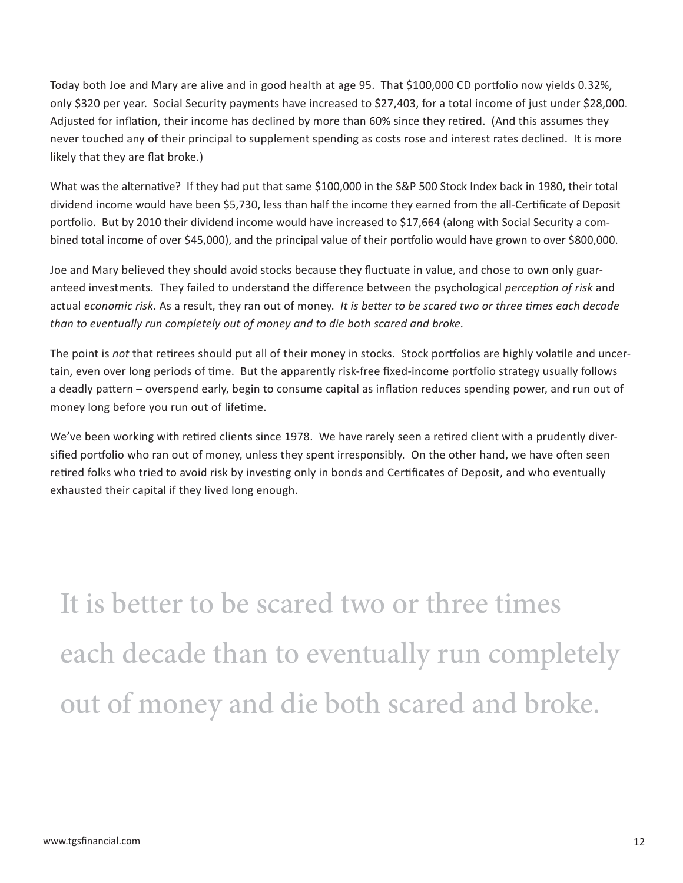Today both Joe and Mary are alive and in good health at age 95. That $100,000 CD portfolio now yields 0.32%, only $320 per year. Social Security payments have increased to $27,403, for a total income of just under $28,000. Adjusted for inflation, their income has declined by more than 60% since they retired. (And this assumes they never touched any of their principal to supplement spending as costs rose and interest rates declined. It is more likely that they are flat broke.)

What was the alternative? If they had put that same $100,000 in the S&P 500 Stock Index back in 1980, their total dividend income would have been $5,730, less than half the income they earned from the all-Certificate of Deposit portfolio. But by 2010 their dividend income would have increased to $17,664 (along with Social Security a combined total income of over $45,000), and the principal value of their portfolio would have grown to over $800,000.

Joe and Mary believed they should avoid stocks because they fluctuate in value, and chose to own only guaranteed investments. They failed to understand the difference between the psychological *perception of risk* and actual *economic risk*. As a result, they ran out of money. *It is better to be scared two or three times each decade than to eventually run completely out of money and to die both scared and broke.*

The point is *not* that retirees should put all of their money in stocks. Stock portfolios are highly volatile and uncertain, even over long periods of time. But the apparently risk-free fixed-income portfolio strategy usually follows a deadly pattern – overspend early, begin to consume capital as inflation reduces spending power, and run out of money long before you run out of lifetime.

We've been working with retired clients since 1978. We have rarely seen a retired client with a prudently diversified portfolio who ran out of money, unless they spent irresponsibly. On the other hand, we have often seen retired folks who tried to avoid risk by investing only in bonds and Certificates of Deposit, and who eventually exhausted their capital if they lived long enough.

> It is better to be scared two or three times each decade than to eventually run completely out of money and die both scared and broke.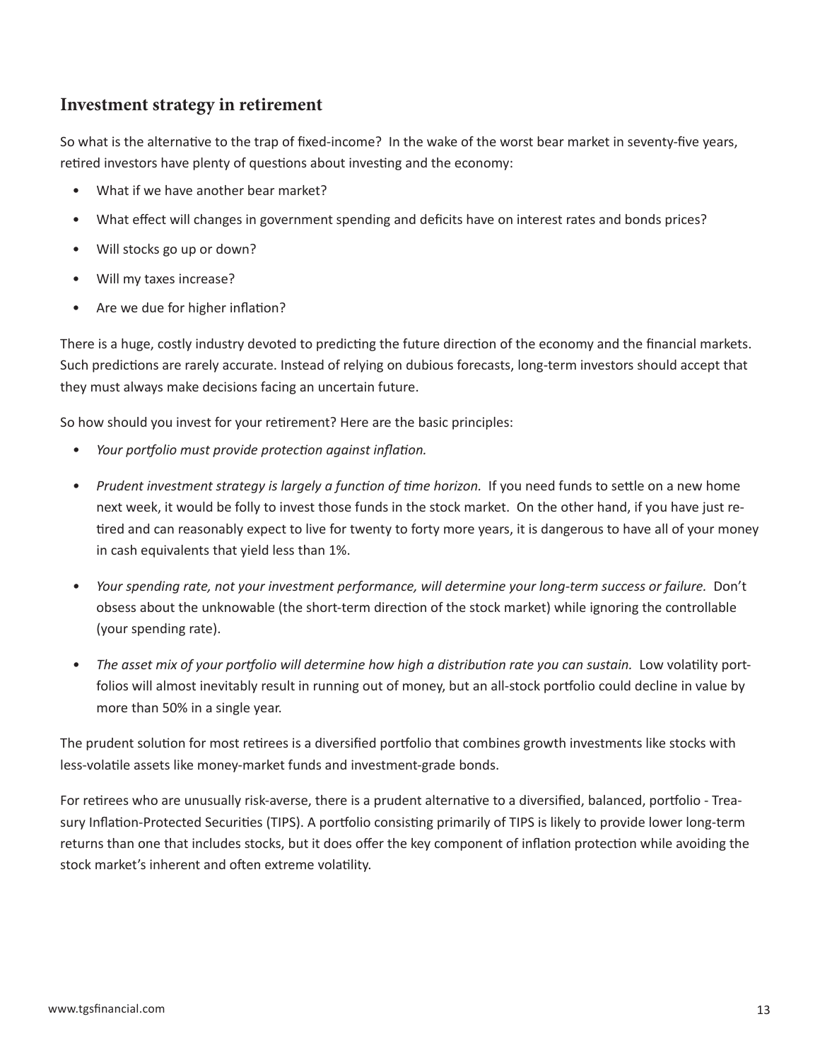## Investment strategy in retirement

So what is the alternative to the trap of fixed-income? In the wake of the worst bear market in seventy-five years, retired investors have plenty of questions about investing and the economy:

- What if we have another bear market?
- What effect will changes in government spending and deficits have on interest rates and bonds prices?
- Will stocks go up or down?
- Will my taxes increase?
- Are we due for higher inflation?

There is a huge, costly industry devoted to predicting the future direction of the economy and the financial markets. Such predictions are rarely accurate. Instead of relying on dubious forecasts, long-term investors should accept that they must always make decisions facing an uncertain future.

So how should you invest for your retirement? Here are the basic principles:

- *Your portfolio must provide protection against inflation.*
- *Prudent investment strategy is largely a function of time horizon.* If you need funds to settle on a new home next week, it would be folly to invest those funds in the stock market. On the other hand, if you have just retired and can reasonably expect to live for twenty to forty more years, it is dangerous to have all of your money in cash equivalents that yield less than 1%.
- *Your spending rate, not your investment performance, will determine your long-term success or failure.* Don't obsess about the unknowable (the short-term direction of the stock market) while ignoring the controllable (your spending rate).
- *The asset mix of your portfolio will determine how high a distribution rate you can sustain.* Low volatility portfolios will almost inevitably result in running out of money, but an all-stock portfolio could decline in value by more than 50% in a single year.

The prudent solution for most retirees is a diversified portfolio that combines growth investments like stocks with less-volatile assets like money-market funds and investment-grade bonds.

For retirees who are unusually risk-averse, there is a prudent alternative to a diversified, balanced, portfolio - Treasury Inflation-Protected Securities (TIPS). A portfolio consisting primarily of TIPS is likely to provide lower long-term returns than one that includes stocks, but it does offer the key component of inflation protection while avoiding the stock market's inherent and often extreme volatility.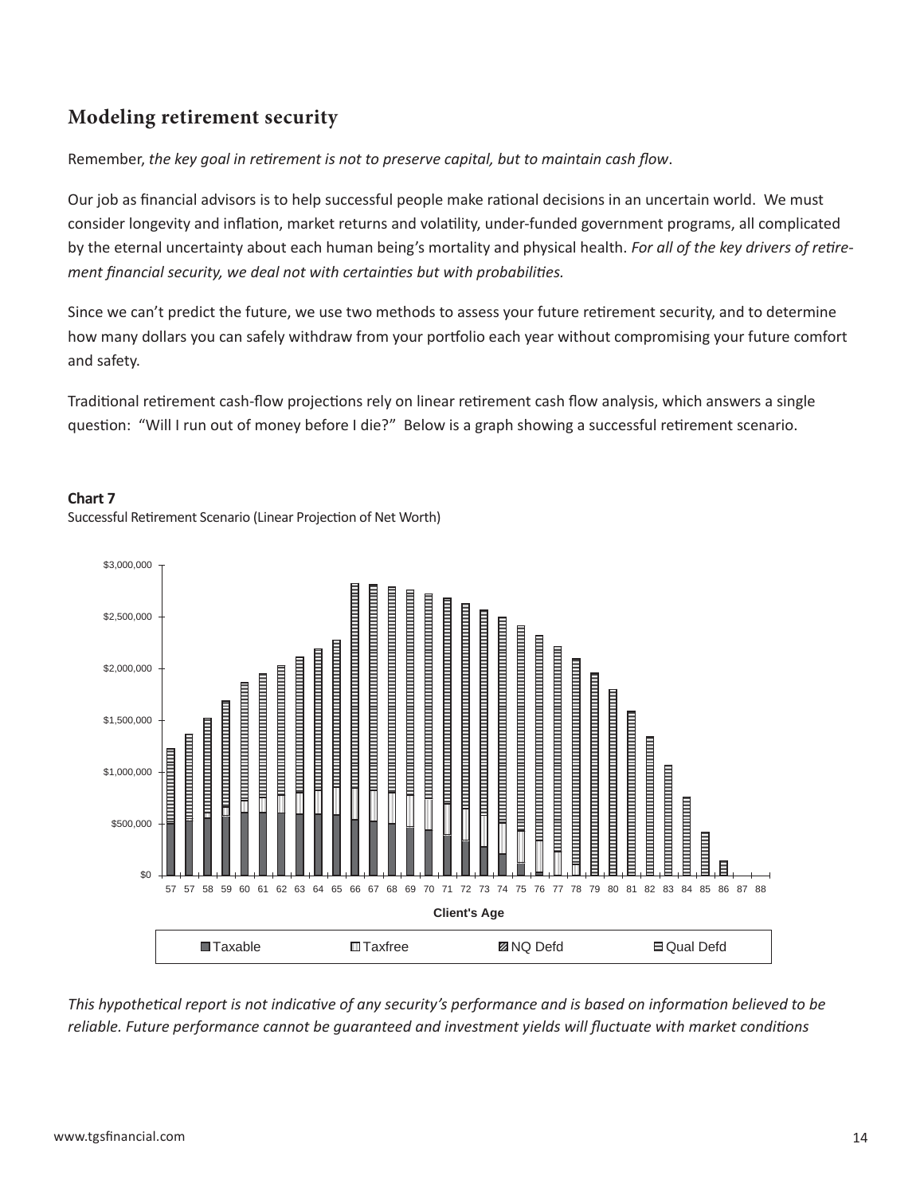## Modeling retirement security

Remember, *the key goal in retirement is not to preserve capital, but to maintain cash flow*.

Our job as financial advisors is to help successful people make rational decisions in an uncertain world. We must consider longevity and inflation, market returns and volatility, under-funded government programs, all complicated by the eternal uncertainty about each human being's mortality and physical health. *For all of the key drivers of retirement financial security, we deal not with certainties but with probabilities.*

Since we can't predict the future, we use two methods to assess your future retirement security, and to determine how many dollars you can safely withdraw from your portfolio each year without compromising your future comfort and safety.

Traditional retirement cash-flow projections rely on linear retirement cash flow analysis, which answers a single question: "Will I run out of money before I die?" Below is a graph showing a successful retirement scenario.

**Chart 7**

Successful Retirement Scenario (Linear Projection of Net Worth)

*This hypothetical report is not indicative of any security's performance and is based on information believed to be reliable. Future performance cannot be guaranteed and investment yields will fluctuate with market conditions*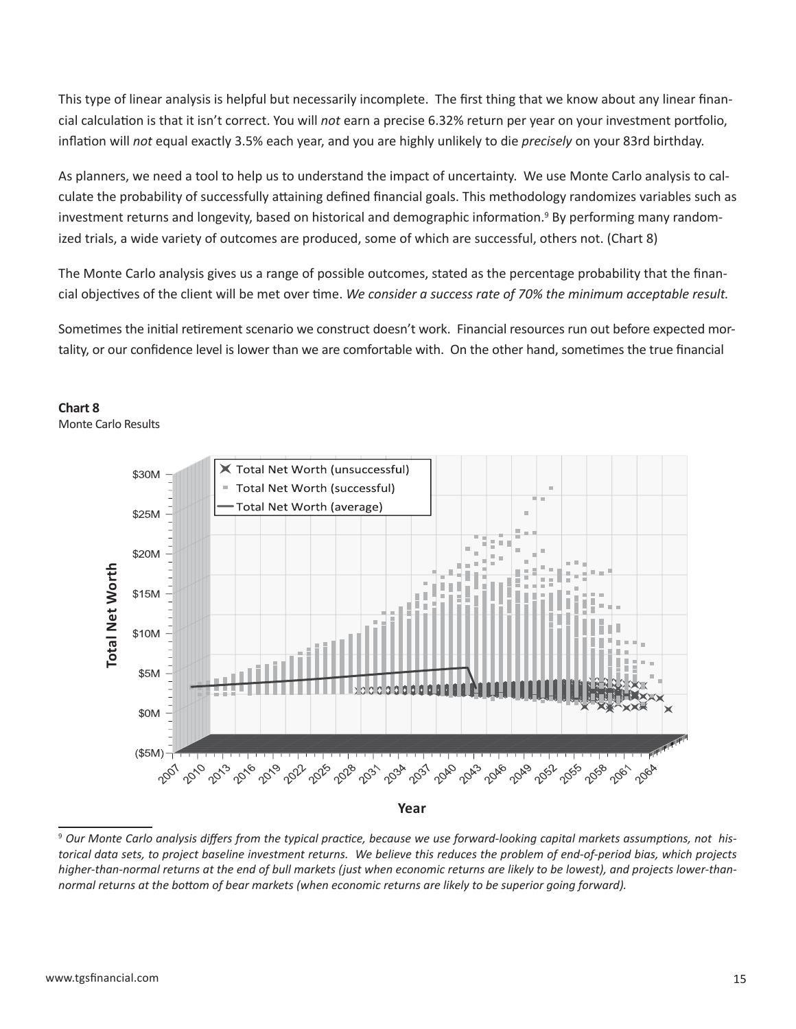This type of linear analysis is helpful but necessarily incomplete. The first thing that we know about any linear financial calculation is that it isn't correct. You will *not* earn a precise 6.32% return per year on your investment portfolio, inflation will *not* equal exactly 3.5% each year, and you are highly unlikely to die *precisely* on your 83rd birthday.

As planners, we need a tool to help us to understand the impact of uncertainty. We use Monte Carlo analysis to calculate the probability of successfully attaining defined financial goals. This methodology randomizes variables such as investment returns and longevity, based on historical and demographic information.[9] By performing many randomized trials, a wide variety of outcomes are produced, some of which are successful, others not. (Chart 8)

The Monte Carlo analysis gives us a range of possible outcomes, stated as the percentage probability that the financial objectives of the client will be met over time. *We consider a success rate of 70% the minimum acceptable result.*

Sometimes the initial retirement scenario we construct doesn't work. Financial resources run out before expected mortality, or our confidence level is lower than we are comfortable with. On the other hand, sometimes the true financial

**Chart 8**
Monte Carlo Results

[9] *Our Monte Carlo analysis differs from the typical practice, because we use forward-looking capital markets assumptions, not historical data sets, to project baseline investment returns. We believe this reduces the problem of end-of-period bias, which projects higher-than-normal returns at the end of bull markets (just when economic returns are likely to be lowest), and projects lower-than-normal returns at the bottom of bear markets (when economic returns are likely to be superior going forward).*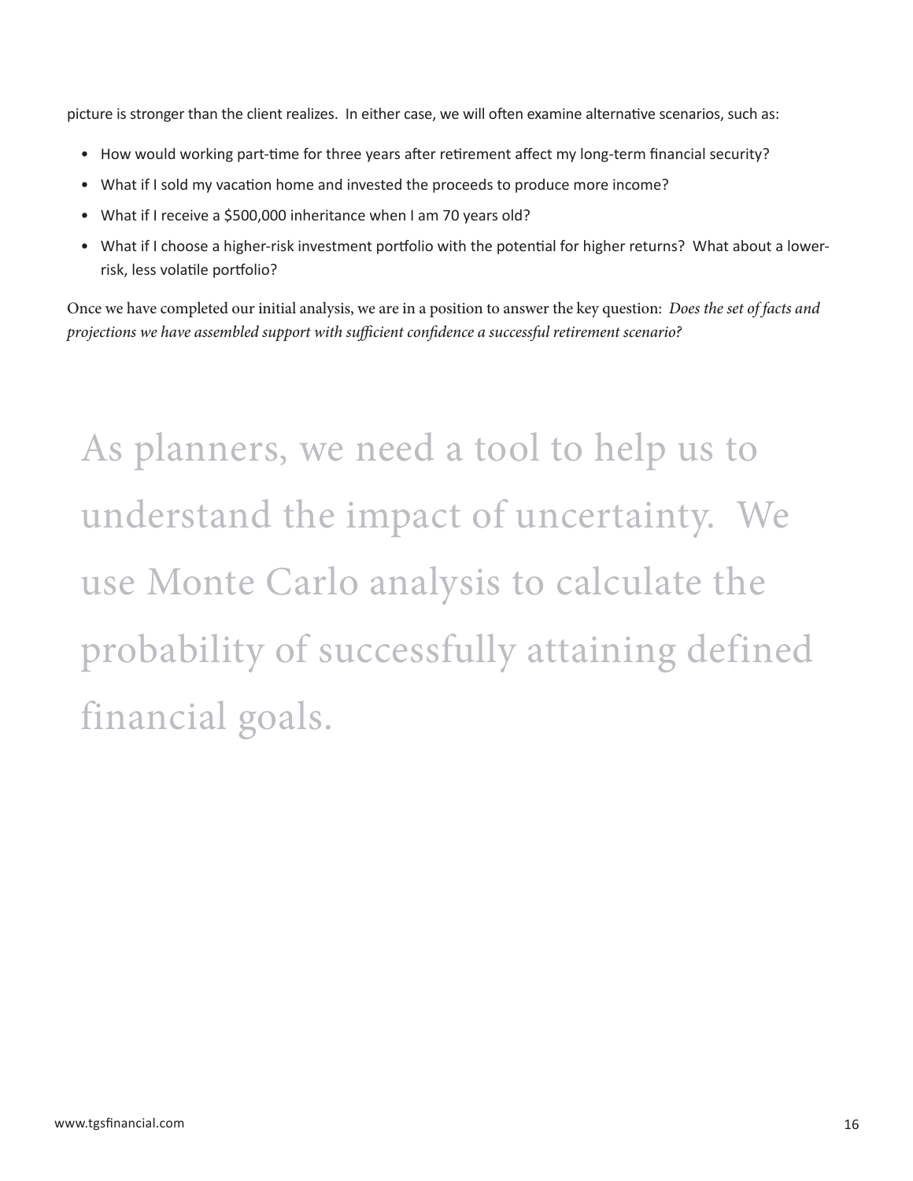picture is stronger than the client realizes. In either case, we will often examine alternative scenarios, such as:

- How would working part-time for three years after retirement affect my long-term financial security?
- What if I sold my vacation home and invested the proceeds to produce more income?
- What if I receive a $500,000 inheritance when I am 70 years old?
- What if I choose a higher-risk investment portfolio with the potential for higher returns? What about a lower-risk, less volatile portfolio?

Once we have completed our initial analysis, we are in a position to answer the key question: *Does the set of facts and projections we have assembled support with sufficient confidence a successful retirement scenario?*

> As planners, we need a tool to help us to understand the impact of uncertainty. We use Monte Carlo analysis to calculate the probability of successfully attaining defined financial goals.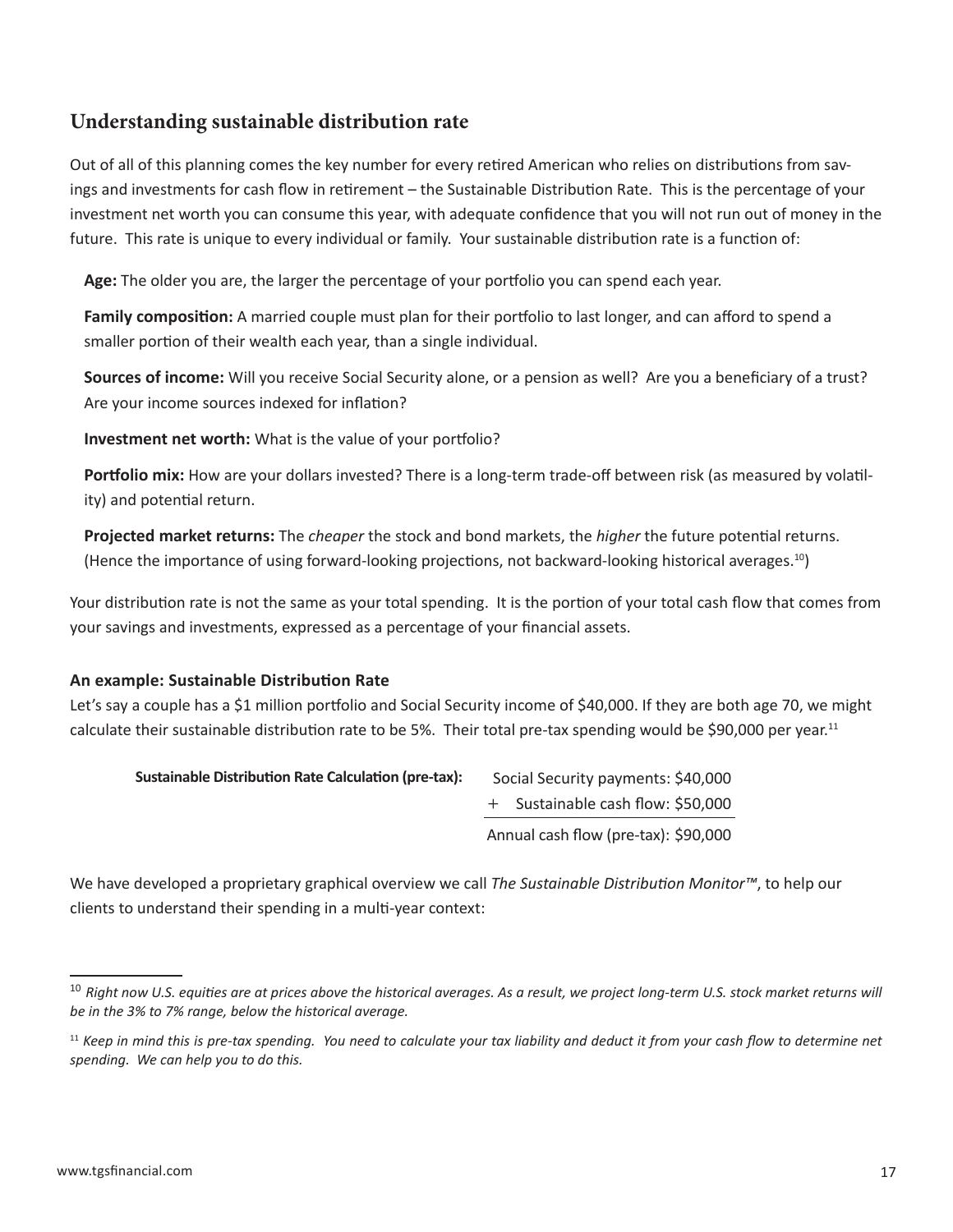## Understanding sustainable distribution rate

Out of all of this planning comes the key number for every retired American who relies on distributions from savings and investments for cash flow in retirement – the Sustainable Distribution Rate. This is the percentage of your investment net worth you can consume this year, with adequate confidence that you will not run out of money in the future. This rate is unique to every individual or family. Your sustainable distribution rate is a function of:

**Age:** The older you are, the larger the percentage of your portfolio you can spend each year.

**Family composition:** A married couple must plan for their portfolio to last longer, and can afford to spend a smaller portion of their wealth each year, than a single individual.

**Sources of income:** Will you receive Social Security alone, or a pension as well? Are you a beneficiary of a trust? Are your income sources indexed for inflation?

**Investment net worth:** What is the value of your portfolio?

**Portfolio mix:** How are your dollars invested? There is a long-term trade-off between risk (as measured by volatility) and potential return.

**Projected market returns:** The *cheaper* the stock and bond markets, the *higher* the future potential returns. (Hence the importance of using forward-looking projections, not backward-looking historical averages.[10])

Your distribution rate is not the same as your total spending. It is the portion of your total cash flow that comes from your savings and investments, expressed as a percentage of your financial assets.

#### An example: Sustainable Distribution Rate

Let's say a couple has a $1 million portfolio and Social Security income of $40,000. If they are both age 70, we might calculate their sustainable distribution rate to be 5%. Their total pre-tax spending would be $90,000 per year.[11]

| **Sustainable Distribution Rate Calculation (pre-tax):** | |
|---|---|
| | Social Security payments: $40,000 |
| | + Sustainable cash flow: $50,000 |
| | Annual cash flow (pre-tax): $90,000 |

We have developed a proprietary graphical overview we call *The Sustainable Distribution Monitor™*, to help our clients to understand their spending in a multi-year context:

---

[10] *Right now U.S. equities are at prices above the historical averages. As a result, we project long-term U.S. stock market returns will be in the 3% to 7% range, below the historical average.*

[11] *Keep in mind this is pre-tax spending. You need to calculate your tax liability and deduct it from your cash flow to determine net spending. We can help you to do this.*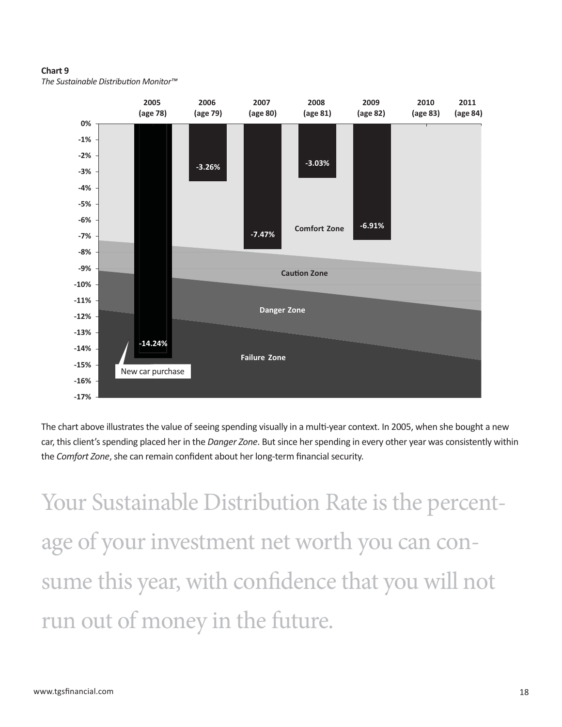**Chart 9**
*The Sustainable Distribution Monitor™*

| Year | 2005 (age 78) | 2006 (age 79) | 2007 (age 80) | 2008 (age 81) | 2009 (age 82) | 2010 (age 83) | 2011 (age 84) |
|---|---|---|---|---|---|---|---|
| Spending | -14.24% | -3.26% | -7.47% | -3.03% | -6.91% | | |

New car purchase

Comfort Zone

Caution Zone

Danger Zone

Failure Zone

The chart above illustrates the value of seeing spending visually in a multi-year context. In 2005, when she bought a new car, this client's spending placed her in the *Danger Zone*. But since her spending in every other year was consistently within the *Comfort Zone*, she can remain confident about her long-term financial security.

Your Sustainable Distribution Rate is the percentage of your investment net worth you can consume this year, with confidence that you will not run out of money in the future.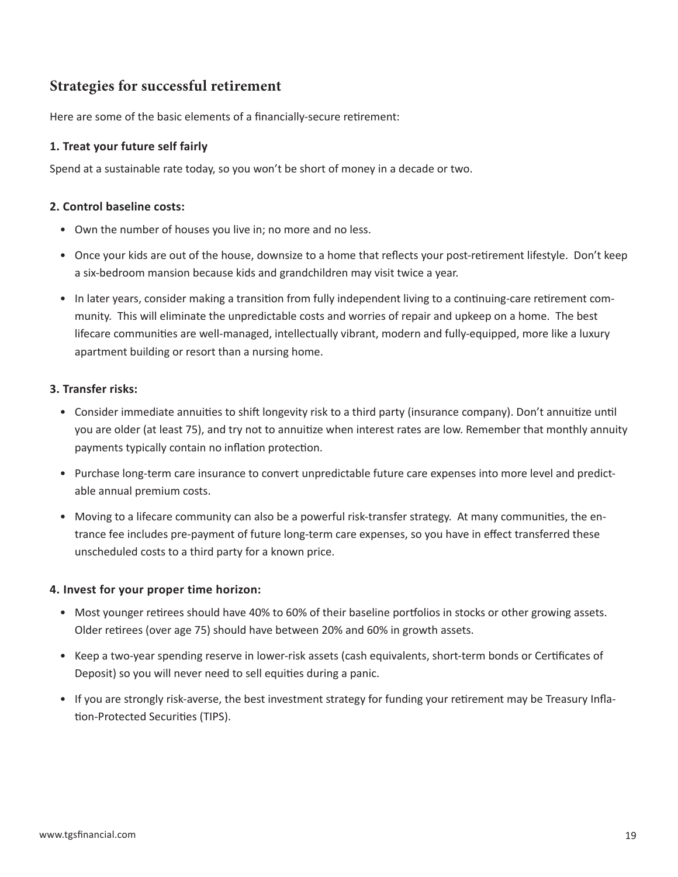## Strategies for successful retirement

Here are some of the basic elements of a financially-secure retirement:

**1. Treat your future self fairly**

Spend at a sustainable rate today, so you won't be short of money in a decade or two.

**2. Control baseline costs:**

- Own the number of houses you live in; no more and no less.
- Once your kids are out of the house, downsize to a home that reflects your post-retirement lifestyle. Don't keep a six-bedroom mansion because kids and grandchildren may visit twice a year.
- In later years, consider making a transition from fully independent living to a continuing-care retirement community. This will eliminate the unpredictable costs and worries of repair and upkeep on a home. The best lifecare communities are well-managed, intellectually vibrant, modern and fully-equipped, more like a luxury apartment building or resort than a nursing home.

**3. Transfer risks:**

- Consider immediate annuities to shift longevity risk to a third party (insurance company). Don't annuitize until you are older (at least 75), and try not to annuitize when interest rates are low. Remember that monthly annuity payments typically contain no inflation protection.
- Purchase long-term care insurance to convert unpredictable future care expenses into more level and predictable annual premium costs.
- Moving to a lifecare community can also be a powerful risk-transfer strategy. At many communities, the entrance fee includes pre-payment of future long-term care expenses, so you have in effect transferred these unscheduled costs to a third party for a known price.

**4. Invest for your proper time horizon:**

- Most younger retirees should have 40% to 60% of their baseline portfolios in stocks or other growing assets. Older retirees (over age 75) should have between 20% and 60% in growth assets.
- Keep a two-year spending reserve in lower-risk assets (cash equivalents, short-term bonds or Certificates of Deposit) so you will never need to sell equities during a panic.
- If you are strongly risk-averse, the best investment strategy for funding your retirement may be Treasury Inflation-Protected Securities (TIPS).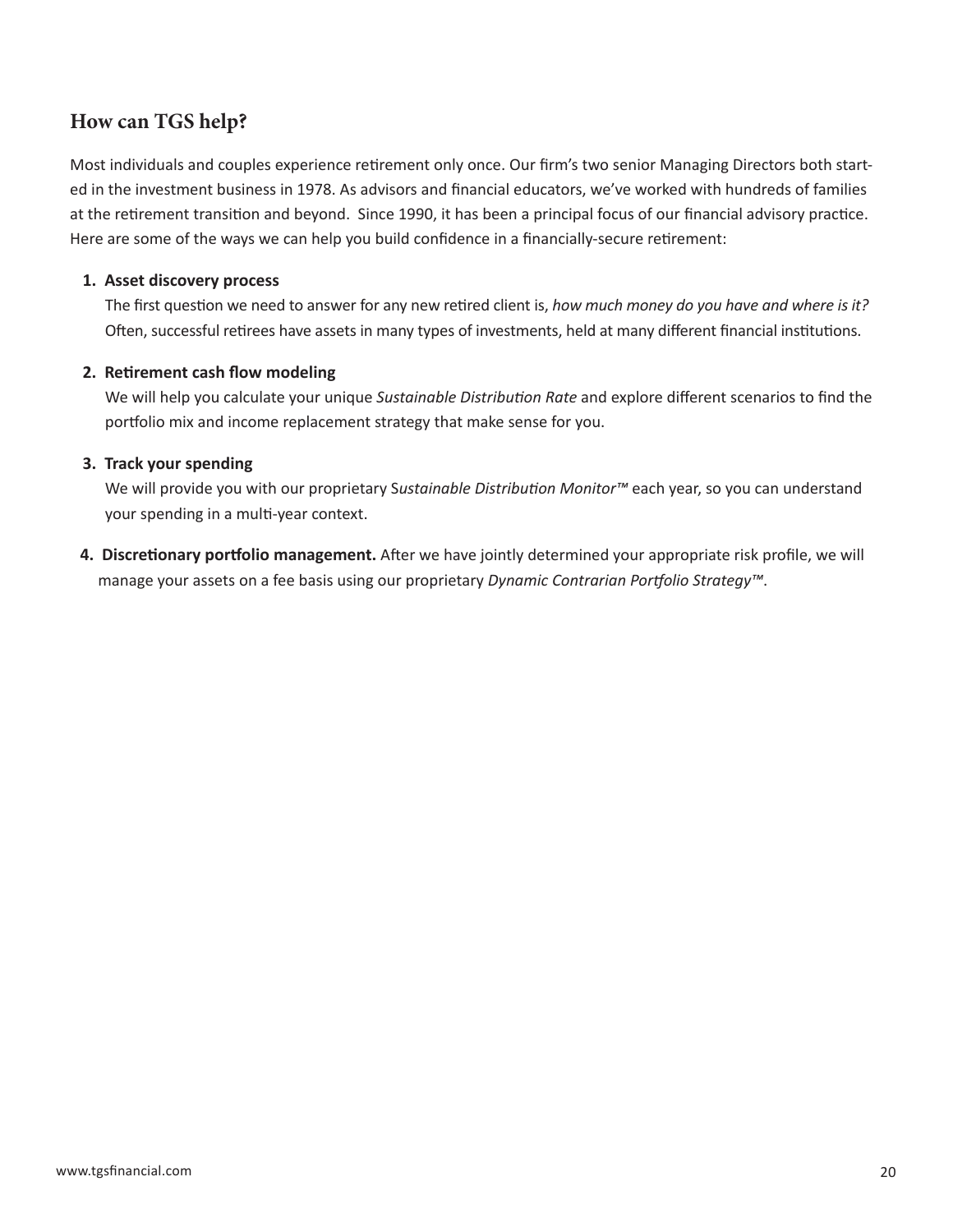## How can TGS help?

Most individuals and couples experience retirement only once. Our firm's two senior Managing Directors both started in the investment business in 1978. As advisors and financial educators, we've worked with hundreds of families at the retirement transition and beyond. Since 1990, it has been a principal focus of our financial advisory practice. Here are some of the ways we can help you build confidence in a financially-secure retirement:

1. **Asset discovery process**
   The first question we need to answer for any new retired client is, *how much money do you have and where is it?* Often, successful retirees have assets in many types of investments, held at many different financial institutions.

2. **Retirement cash flow modeling**
   We will help you calculate your unique *Sustainable Distribution Rate* and explore different scenarios to find the portfolio mix and income replacement strategy that make sense for you.

3. **Track your spending**
   We will provide you with our proprietary S*ustainable Distribution Monitor™* each year, so you can understand your spending in a multi-year context.

4. **Discretionary portfolio management.** After we have jointly determined your appropriate risk profile, we will manage your assets on a fee basis using our proprietary *Dynamic Contrarian Portfolio Strategy™*.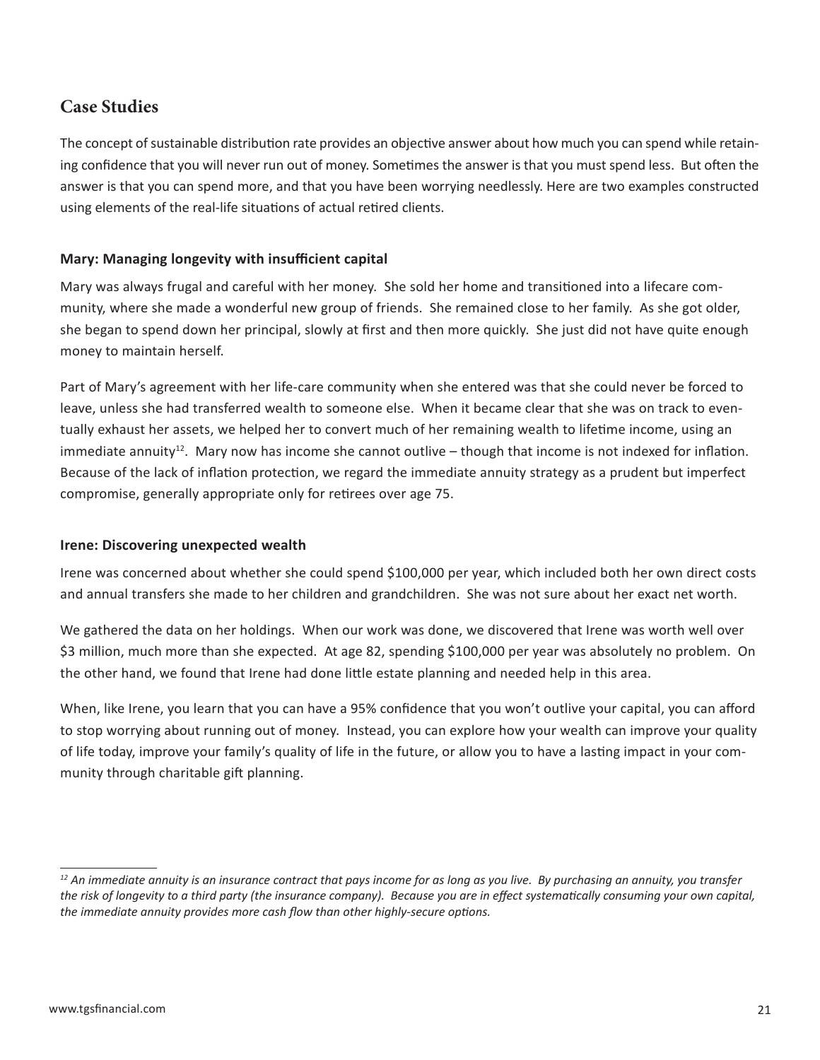## Case Studies

The concept of sustainable distribution rate provides an objective answer about how much you can spend while retaining confidence that you will never run out of money. Sometimes the answer is that you must spend less. But often the answer is that you can spend more, and that you have been worrying needlessly. Here are two examples constructed using elements of the real-life situations of actual retired clients.

### Mary: Managing longevity with insufficient capital

Mary was always frugal and careful with her money. She sold her home and transitioned into a lifecare community, where she made a wonderful new group of friends. She remained close to her family. As she got older, she began to spend down her principal, slowly at first and then more quickly. She just did not have quite enough money to maintain herself.

Part of Mary's agreement with her life-care community when she entered was that she could never be forced to leave, unless she had transferred wealth to someone else. When it became clear that she was on track to eventually exhaust her assets, we helped her to convert much of her remaining wealth to lifetime income, using an immediate annuity[12]. Mary now has income she cannot outlive – though that income is not indexed for inflation. Because of the lack of inflation protection, we regard the immediate annuity strategy as a prudent but imperfect compromise, generally appropriate only for retirees over age 75.

### Irene: Discovering unexpected wealth

Irene was concerned about whether she could spend $100,000 per year, which included both her own direct costs and annual transfers she made to her children and grandchildren. She was not sure about her exact net worth.

We gathered the data on her holdings. When our work was done, we discovered that Irene was worth well over $3 million, much more than she expected. At age 82, spending $100,000 per year was absolutely no problem. On the other hand, we found that Irene had done little estate planning and needed help in this area.

When, like Irene, you learn that you can have a 95% confidence that you won't outlive your capital, you can afford to stop worrying about running out of money. Instead, you can explore how your wealth can improve your quality of life today, improve your family's quality of life in the future, or allow you to have a lasting impact in your community through charitable gift planning.

---

*[12] An immediate annuity is an insurance contract that pays income for as long as you live. By purchasing an annuity, you transfer the risk of longevity to a third party (the insurance company). Because you are in effect systematically consuming your own capital, the immediate annuity provides more cash flow than other highly-secure options.*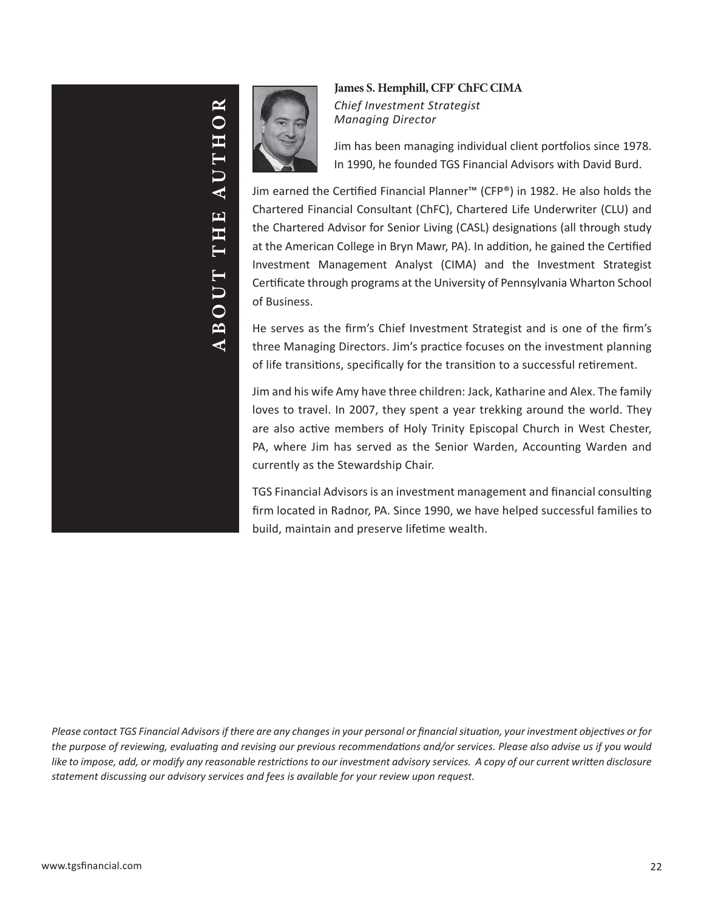# ABOUT THE AUTHOR

**James S. Hemphill, CFP® ChFC CIMA**
*Chief Investment Strategist*
*Managing Director*

Jim has been managing individual client portfolios since 1978. In 1990, he founded TGS Financial Advisors with David Burd.

Jim earned the Certified Financial Planner™ (CFP®) in 1982. He also holds the Chartered Financial Consultant (ChFC), Chartered Life Underwriter (CLU) and the Chartered Advisor for Senior Living (CASL) designations (all through study at the American College in Bryn Mawr, PA). In addition, he gained the Certified Investment Management Analyst (CIMA) and the Investment Strategist Certificate through programs at the University of Pennsylvania Wharton School of Business.

He serves as the firm's Chief Investment Strategist and is one of the firm's three Managing Directors. Jim's practice focuses on the investment planning of life transitions, specifically for the transition to a successful retirement.

Jim and his wife Amy have three children: Jack, Katharine and Alex. The family loves to travel. In 2007, they spent a year trekking around the world. They are also active members of Holy Trinity Episcopal Church in West Chester, PA, where Jim has served as the Senior Warden, Accounting Warden and currently as the Stewardship Chair.

TGS Financial Advisors is an investment management and financial consulting firm located in Radnor, PA. Since 1990, we have helped successful families to build, maintain and preserve lifetime wealth.

*Please contact TGS Financial Advisors if there are any changes in your personal or financial situation, your investment objectives or for the purpose of reviewing, evaluating and revising our previous recommendations and/or services. Please also advise us if you would like to impose, add, or modify any reasonable restrictions to our investment advisory services. A copy of our current written disclosure statement discussing our advisory services and fees is available for your review upon request.*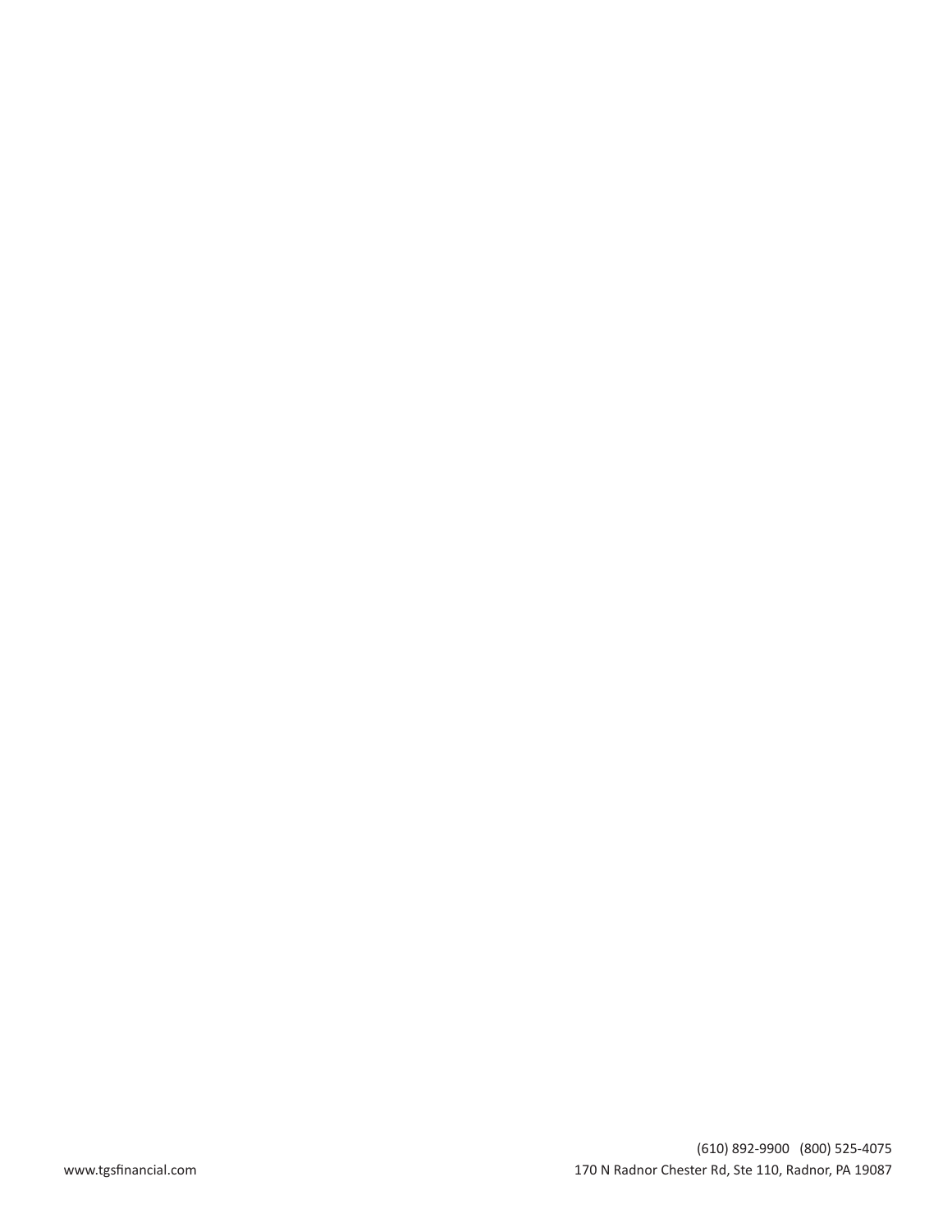www.tgsfinancial.com

(610) 892-9900   (800) 525-4075
170 N Radnor Chester Rd, Ste 110, Radnor, PA 19087